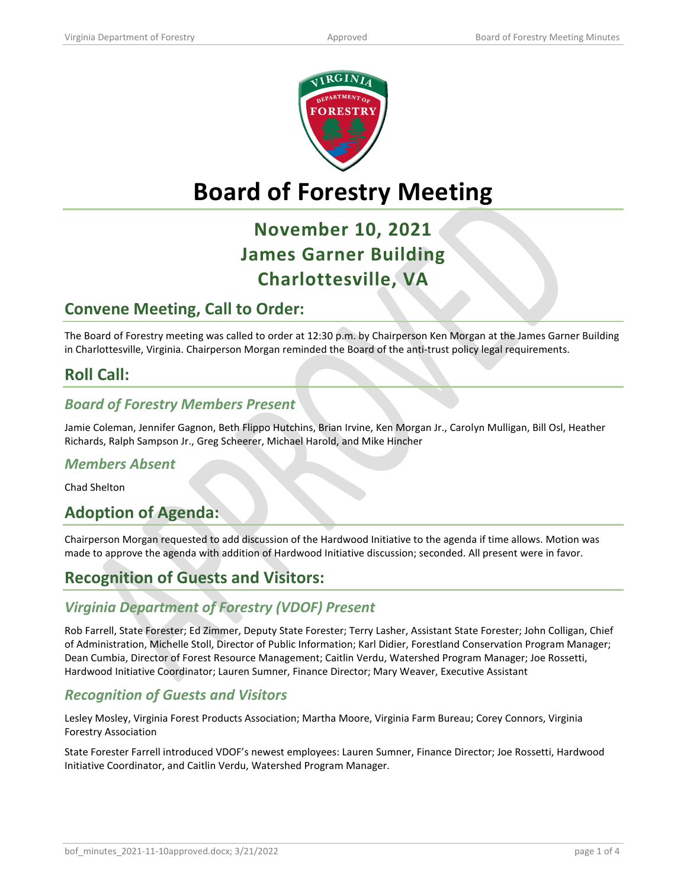# Board of Forestry Meeting

## November 10, 2021
## James Garner Building
## Charlottesville, VA

## Convene Meeting, Call to Order:

The Board of Forestry meeting was called to order at 12:30 p.m. by Chairperson Ken Morgan at the James Garner Building in Charlottesville, Virginia. Chairperson Morgan reminded the Board of the anti-trust policy legal requirements.

## Roll Call:

### *Board of Forestry Members Present*

Jamie Coleman, Jennifer Gagnon, Beth Flippo Hutchins, Brian Irvine, Ken Morgan Jr., Carolyn Mulligan, Bill Osl, Heather Richards, Ralph Sampson Jr., Greg Scheerer, Michael Harold, and Mike Hincher

### *Members Absent*

Chad Shelton

## Adoption of Agenda:

Chairperson Morgan requested to add discussion of the Hardwood Initiative to the agenda if time allows. Motion was made to approve the agenda with addition of Hardwood Initiative discussion; seconded. All present were in favor.

## Recognition of Guests and Visitors:

### *Virginia Department of Forestry (VDOF) Present*

Rob Farrell, State Forester; Ed Zimmer, Deputy State Forester; Terry Lasher, Assistant State Forester; John Colligan, Chief of Administration, Michelle Stoll, Director of Public Information; Karl Didier, Forestland Conservation Program Manager; Dean Cumbia, Director of Forest Resource Management; Caitlin Verdu, Watershed Program Manager; Joe Rossetti, Hardwood Initiative Coordinator; Lauren Sumner, Finance Director; Mary Weaver, Executive Assistant

### *Recognition of Guests and Visitors*

Lesley Mosley, Virginia Forest Products Association; Martha Moore, Virginia Farm Bureau; Corey Connors, Virginia Forestry Association

State Forester Farrell introduced VDOF's newest employees: Lauren Sumner, Finance Director; Joe Rossetti, Hardwood Initiative Coordinator, and Caitlin Verdu, Watershed Program Manager.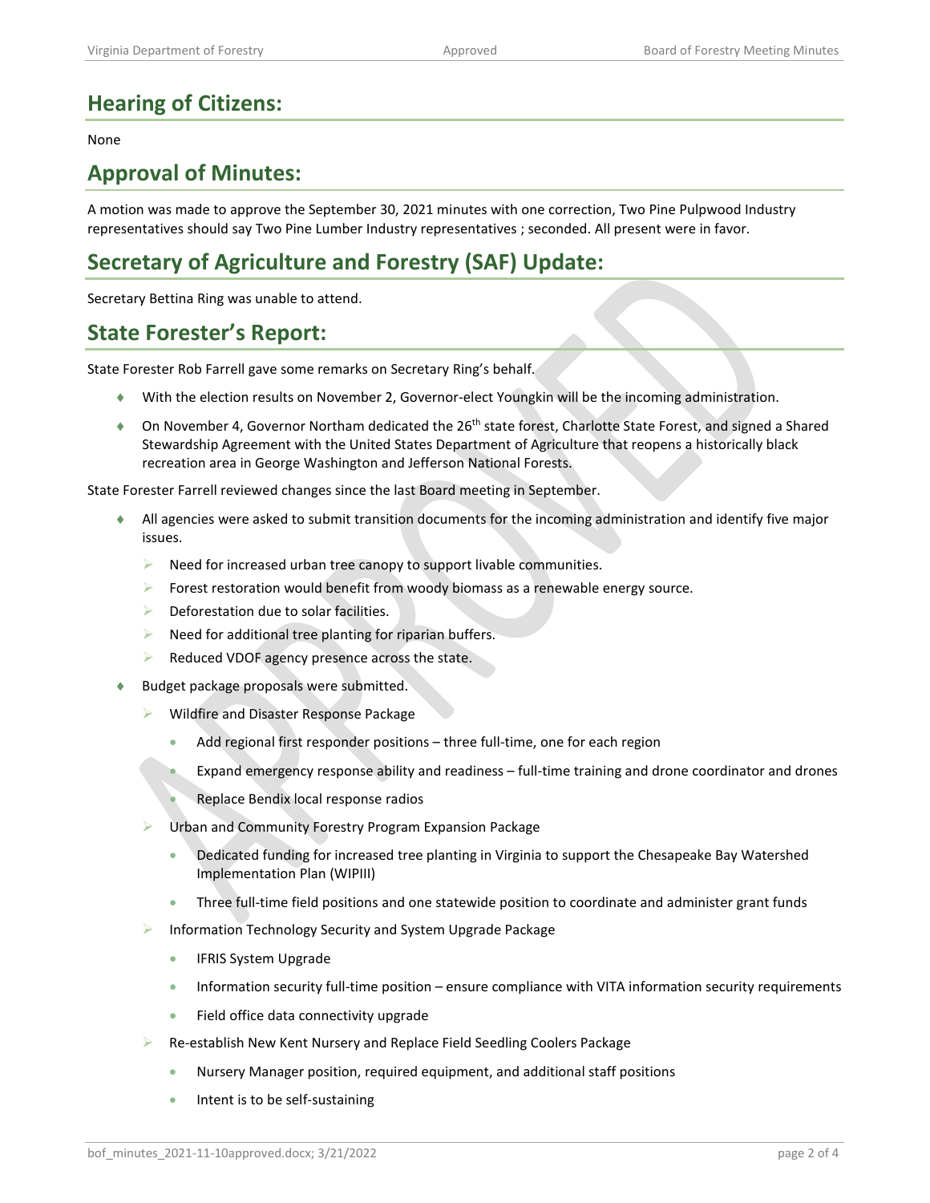## Hearing of Citizens:

None

## Approval of Minutes:

A motion was made to approve the September 30, 2021 minutes with one correction, Two Pine Pulpwood Industry representatives should say Two Pine Lumber Industry representatives ; seconded. All present were in favor.

## Secretary of Agriculture and Forestry (SAF) Update:

Secretary Bettina Ring was unable to attend.

## State Forester's Report:

State Forester Rob Farrell gave some remarks on Secretary Ring's behalf.

- With the election results on November 2, Governor-elect Youngkin will be the incoming administration.
- On November 4, Governor Northam dedicated the 26th state forest, Charlotte State Forest, and signed a Shared Stewardship Agreement with the United States Department of Agriculture that reopens a historically black recreation area in George Washington and Jefferson National Forests.

State Forester Farrell reviewed changes since the last Board meeting in September.

- All agencies were asked to submit transition documents for the incoming administration and identify five major issues.
  - Need for increased urban tree canopy to support livable communities.
  - Forest restoration would benefit from woody biomass as a renewable energy source.
  - Deforestation due to solar facilities.
  - Need for additional tree planting for riparian buffers.
  - Reduced VDOF agency presence across the state.
- Budget package proposals were submitted.
  - Wildfire and Disaster Response Package
    - Add regional first responder positions – three full-time, one for each region
    - Expand emergency response ability and readiness – full-time training and drone coordinator and drones
    - Replace Bendix local response radios
  - Urban and Community Forestry Program Expansion Package
    - Dedicated funding for increased tree planting in Virginia to support the Chesapeake Bay Watershed Implementation Plan (WIPIII)
    - Three full-time field positions and one statewide position to coordinate and administer grant funds
  - Information Technology Security and System Upgrade Package
    - IFRIS System Upgrade
    - Information security full-time position – ensure compliance with VITA information security requirements
    - Field office data connectivity upgrade
  - Re-establish New Kent Nursery and Replace Field Seedling Coolers Package
    - Nursery Manager position, required equipment, and additional staff positions
    - Intent is to be self-sustaining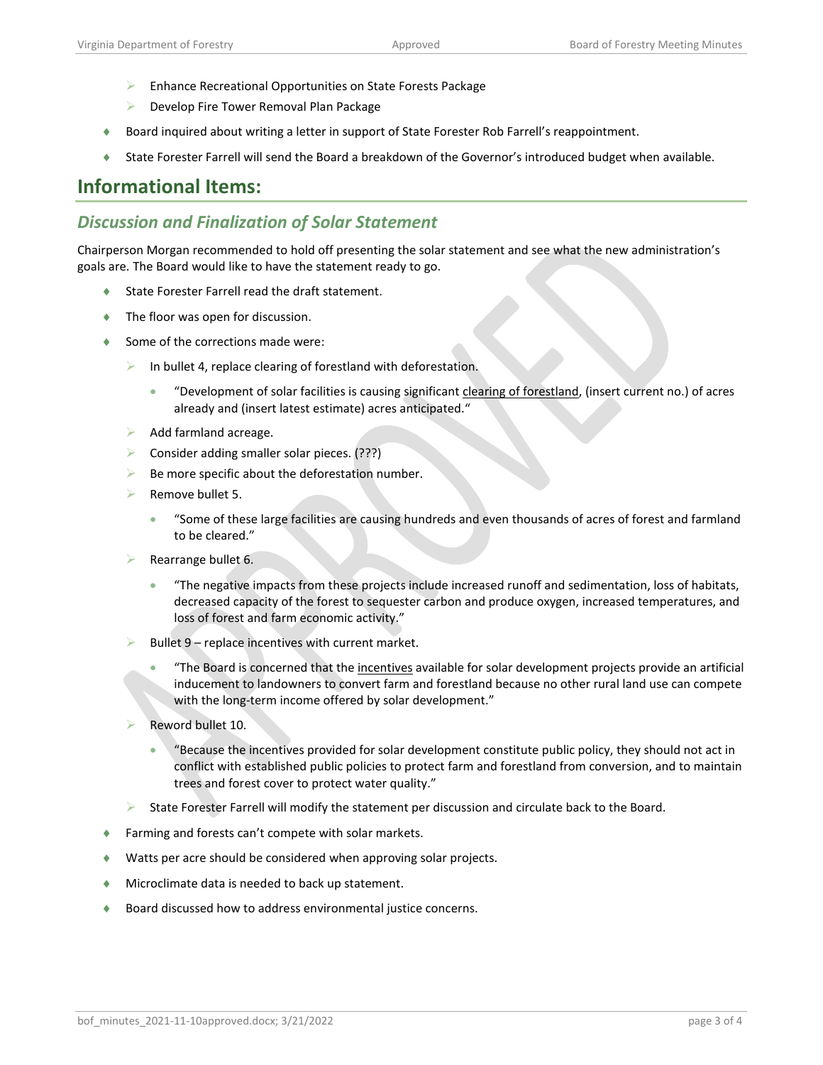- Enhance Recreational Opportunities on State Forests Package
   - Develop Fire Tower Removal Plan Package
- Board inquired about writing a letter in support of State Forester Rob Farrell's reappointment.
- State Forester Farrell will send the Board a breakdown of the Governor's introduced budget when available.

## Informational Items:

### *Discussion and Finalization of Solar Statement*

Chairperson Morgan recommended to hold off presenting the solar statement and see what the new administration's goals are. The Board would like to have the statement ready to go.

- State Forester Farrell read the draft statement.
- The floor was open for discussion.
- Some of the corrections made were:
   - In bullet 4, replace clearing of forestland with deforestation.
      - "Development of solar facilities is causing significant <u>clearing of forestland</u>, (insert current no.) of acres already and (insert latest estimate) acres anticipated."
   - Add farmland acreage.
   - Consider adding smaller solar pieces. (???)
   - Be more specific about the deforestation number.
   - Remove bullet 5.
      - "Some of these large facilities are causing hundreds and even thousands of acres of forest and farmland to be cleared."
   - Rearrange bullet 6.
      - "The negative impacts from these projects include increased runoff and sedimentation, loss of habitats, decreased capacity of the forest to sequester carbon and produce oxygen, increased temperatures, and loss of forest and farm economic activity."
   - Bullet 9 – replace incentives with current market.
      - "The Board is concerned that the <u>incentives</u> available for solar development projects provide an artificial inducement to landowners to convert farm and forestland because no other rural land use can compete with the long-term income offered by solar development."
   - Reword bullet 10.
      - "Because the incentives provided for solar development constitute public policy, they should not act in conflict with established public policies to protect farm and forestland from conversion, and to maintain trees and forest cover to protect water quality."
   - State Forester Farrell will modify the statement per discussion and circulate back to the Board.
- Farming and forests can't compete with solar markets.
- Watts per acre should be considered when approving solar projects.
- Microclimate data is needed to back up statement.
- Board discussed how to address environmental justice concerns.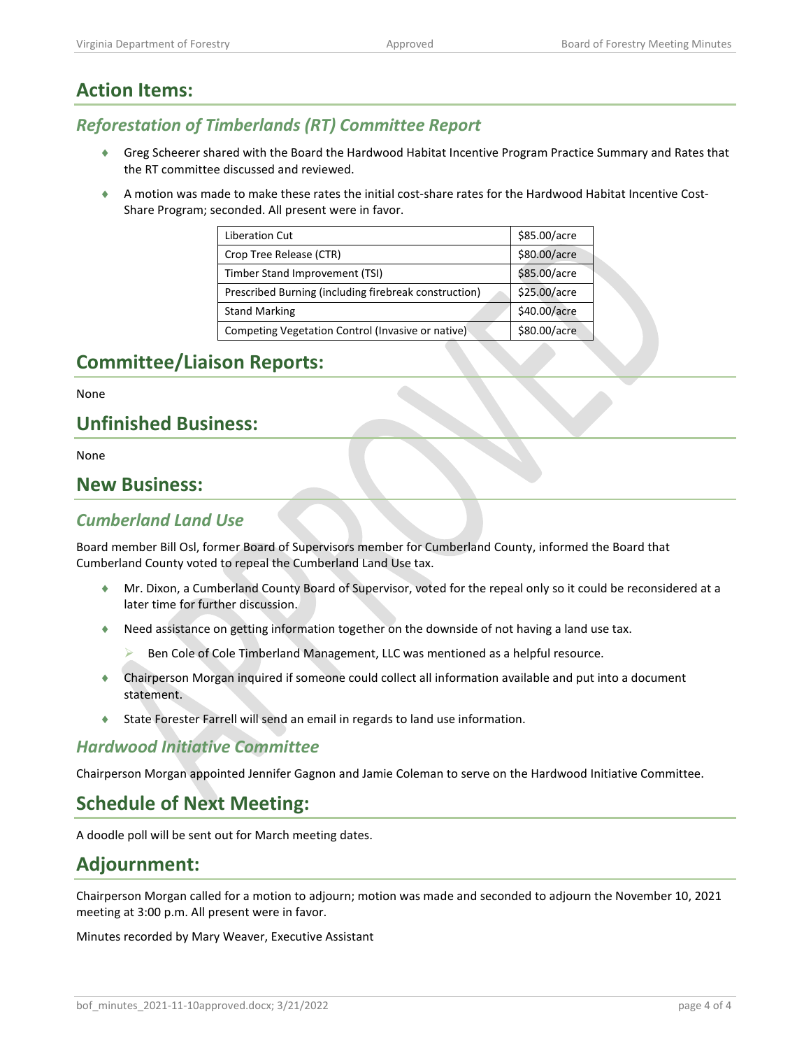# Action Items:

## *Reforestation of Timberlands (RT) Committee Report*

- Greg Scheerer shared with the Board the Hardwood Habitat Incentive Program Practice Summary and Rates that the RT committee discussed and reviewed.
- A motion was made to make these rates the initial cost-share rates for the Hardwood Habitat Incentive Cost-Share Program; seconded. All present were in favor.

| | |
|---|---|
| Liberation Cut | $85.00/acre |
| Crop Tree Release (CTR) | $80.00/acre |
| Timber Stand Improvement (TSI) | $85.00/acre |
| Prescribed Burning (including firebreak construction) | $25.00/acre |
| Stand Marking | $40.00/acre |
| Competing Vegetation Control (Invasive or native) | $80.00/acre |

# Committee/Liaison Reports:

None

# Unfinished Business:

None

# New Business:

## *Cumberland Land Use*

Board member Bill Osl, former Board of Supervisors member for Cumberland County, informed the Board that Cumberland County voted to repeal the Cumberland Land Use tax.

- Mr. Dixon, a Cumberland County Board of Supervisor, voted for the repeal only so it could be reconsidered at a later time for further discussion.
- Need assistance on getting information together on the downside of not having a land use tax.
  - Ben Cole of Cole Timberland Management, LLC was mentioned as a helpful resource.
- Chairperson Morgan inquired if someone could collect all information available and put into a document statement.
- State Forester Farrell will send an email in regards to land use information.

## *Hardwood Initiative Committee*

Chairperson Morgan appointed Jennifer Gagnon and Jamie Coleman to serve on the Hardwood Initiative Committee.

# Schedule of Next Meeting:

A doodle poll will be sent out for March meeting dates.

# Adjournment:

Chairperson Morgan called for a motion to adjourn; motion was made and seconded to adjourn the November 10, 2021 meeting at 3:00 p.m. All present were in favor.

Minutes recorded by Mary Weaver, Executive Assistant